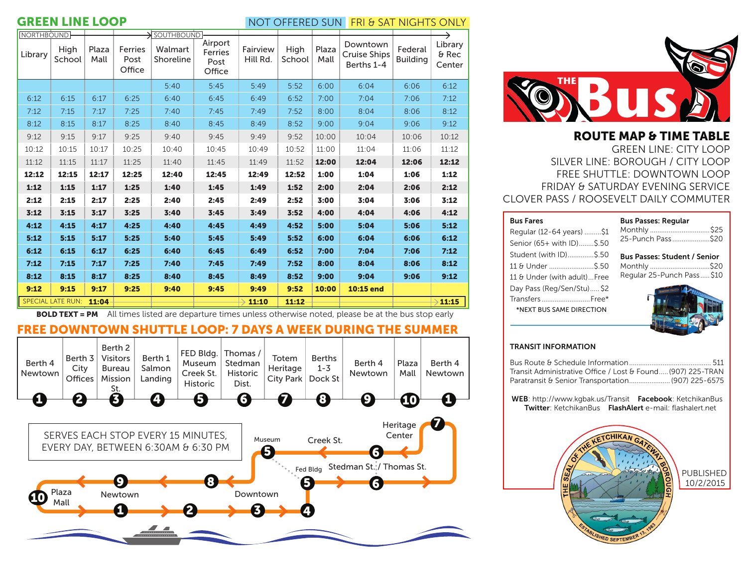## GREEN LINE LOOP

NOT OFFERED SUN | FRI & SAT NIGHTS ONLY

| NORTHBOUND | | | | SOUTHBOUND | | | | | | | |
|---|---|---|---|---|---|---|---|---|---|---|---|
| Library | High School | Plaza Mall | Ferries Post Office | Walmart Shoreline | Airport Ferries Post Office | Fairview Hill Rd. | High School | Plaza Mall | Downtown Cruise Ships Berths 1-4 | Federal Building | Library & Rec Center |
| | | | | 5:40 | 5:45 | 5:49 | 5:52 | 6:00 | 6:04 | 6:06 | 6:12 |
| 6:12 | 6:15 | 6:17 | 6:25 | 6:40 | 6:45 | 6:49 | 6:52 | 7:00 | 7:04 | 7:06 | 7:12 |
| 7:12 | 7:15 | 7:17 | 7:25 | 7:40 | 7:45 | 7:49 | 7:52 | 8:00 | 8:04 | 8:06 | 8:12 |
| 8:12 | 8:15 | 8:17 | 8:25 | 8:40 | 8:45 | 8:49 | 8:52 | 9:00 | 9:04 | 9:06 | 9:12 |
| 9:12 | 9:15 | 9:17 | 9:25 | 9:40 | 9:45 | 9:49 | 9:52 | 10:00 | 10:04 | 10:06 | 10:12 |
| 10:12 | 10:15 | 10:17 | 10:25 | 10:40 | 10:45 | 10:49 | 10:52 | 11:00 | 11:04 | 11:06 | 11:12 |
| 11:12 | 11:15 | 11:17 | 11:25 | 11:40 | 11:45 | 11:49 | 11:52 | **12:00** | **12:04** | **12:06** | **12:12** |
| **12:12** | **12:15** | **12:17** | **12:25** | **12:40** | **12:45** | **12:49** | **12:52** | **1:00** | **1:04** | **1:06** | **1:12** |
| **1:12** | **1:15** | **1:17** | **1:25** | **1:40** | **1:45** | **1:49** | **1:52** | **2:00** | **2:04** | **2:06** | **2:12** |
| **2:12** | **2:15** | **2:17** | **2:25** | **2:40** | **2:45** | **2:49** | **2:52** | **3:00** | **3:04** | **3:06** | **3:12** |
| **3:12** | **3:15** | **3:17** | **3:25** | **3:40** | **3:45** | **3:49** | **3:52** | **4:00** | **4:04** | **4:06** | **4:12** |
| **4:12** | **4:15** | **4:17** | **4:25** | **4:40** | **4:45** | **4:49** | **4:52** | **5:00** | **5:04** | **5:06** | **5:12** |
| **5:12** | **5:15** | **5:17** | **5:25** | **5:40** | **5:45** | **5:49** | **5:52** | **6:00** | **6:04** | **6:06** | **6:12** |
| **6:12** | **6:15** | **6:17** | **6:25** | **6:40** | **6:45** | **6:49** | **6:52** | **7:00** | **7:04** | **7:06** | **7:12** |
| **7:12** | **7:15** | **7:17** | **7:25** | **7:40** | **7:45** | **7:49** | **7:52** | **8:00** | **8:04** | **8:06** | **8:12** |
| **8:12** | **8:15** | **8:17** | **8:25** | **8:40** | **8:45** | **8:49** | **8:52** | **9:00** | **9:04** | **9:06** | **9:12** |
| **9:12** | **9:15** | **9:17** | **9:25** | **9:40** | **9:45** | **9:49** | **9:52** | **10:00** | **10:15 end** | | |
| SPECIAL LATE RUN: | | **11:04** | | | | **11:10** | **11:12** | | | | **11:15** |

**BOLD TEXT = PM** All times listed are departure times unless otherwise noted, please be at the bus stop early

## FREE DOWNTOWN SHUTTLE LOOP: 7 DAYS A WEEK DURING THE SUMMER

| 1 | 2 | 3 | 4 | 5 | 6 | 7 | 8 | 9 | 10 | 1 |
|---|---|---|---|---|---|---|---|---|---|---|
| Berth 4 Newtown | Berth 3 City Offices | Berth 2 Visitors Bureau Mission St. | Berth 1 Salmon Landing | FED Bldg. Museum Creek St. Historic | Thomas / Stedman Historic Dist. | Totem Heritage City Park | Berths 1-3 Dock St | Berth 4 Newtown | Plaza Mall | Berth 4 Newtown |

SERVES EACH STOP EVERY 15 MINUTES, EVERY DAY, BETWEEN 6:30AM & 6:30 PM

Museum — Creek St. — Heritage Center — Fed Bldg — Stedman St. / Thomas St. — Plaza Mall — Newtown — Downtown

# THE Bus

## ROUTE MAP & TIME TABLE

GREEN LINE: CITY LOOP
SILVER LINE: BOROUGH / CITY LOOP
FREE SHUTTLE: DOWNTOWN LOOP
FRIDAY & SATURDAY EVENING SERVICE
CLOVER PASS / ROOSEVELT DAILY COMMUTER

**Bus Fares**

- Regular (12-64 years) .........$1
- Senior (65+ with ID)........$.50
- Student (with ID)..............$.50
- 11 & Under .........................$.50
- 11 & Under (with adult)....Free
- Day Pass (Reg/Sen/Stu)..... $2
- Transfers ..........................Free*

*NEXT BUS SAME DIRECTION

**Bus Passes: Regular**

- Monthly ................................$25
- 25-Punch Pass....................$20

**Bus Passes: Student / Senior**

- Monthly ................................$20
- Regular 25-Punch Pass.....$10

**TRANSIT INFORMATION**

- Bus Route & Schedule Information............................................ 511
- Transit Administrative Office / Lost & Found..... (907) 225-TRAN
- Paratransit & Senior Transportation...................... (907) 225-6575

**WEB**: http://www.kgbak.us/Transit **Facebook**: KetchikanBus
**Twitter**: KetchikanBus **FlashAlert** e-mail: flashalert.net

THE SEAL OF THE KETCHIKAN GATEWAY BOROUGH — ESTABLISHED SEPTEMBER 13, 1963

PUBLISHED 10/2/2015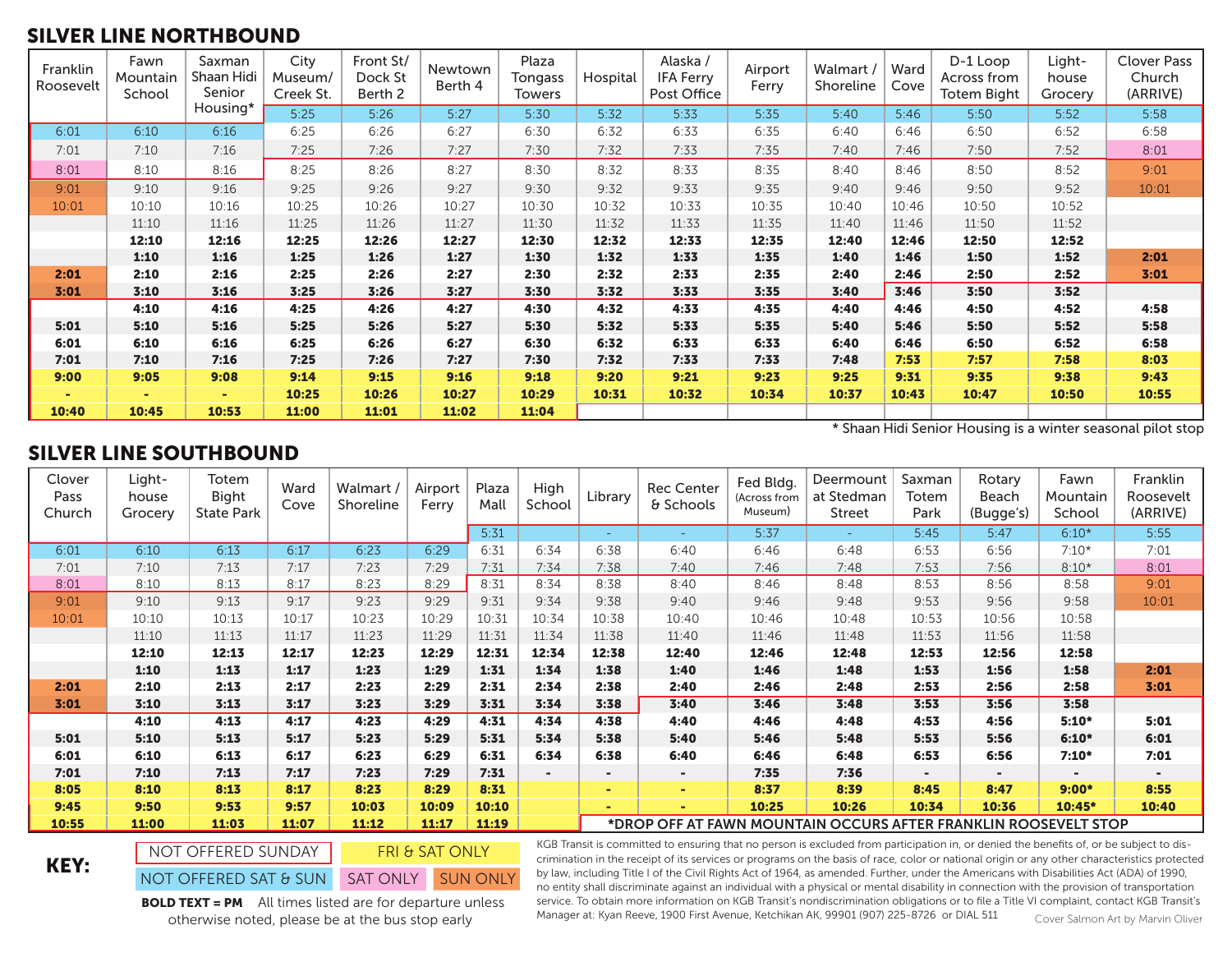## SILVER LINE NORTHBOUND

| Franklin Roosevelt | Fawn Mountain School | Saxman Shaan Hidi Senior Housing* | City Museum/ Creek St. | Front St/ Dock St Berth 2 | Newtown Berth 4 | Plaza Tongass Towers | Hospital | Alaska / IFA Ferry Post Office | Airport Ferry | Walmart / Shoreline | Ward Cove | D-1 Loop Across from Totem Bight | Light-house Grocery | Clover Pass Church (ARRIVE) |
|---|---|---|---|---|---|---|---|---|---|---|---|---|---|---|
| | | | 5:25 | 5:26 | 5:27 | 5:30 | 5:32 | 5:33 | 5:35 | 5:40 | 5:46 | 5:50 | 5:52 | 5:58 |
| 6:01 | 6:10 | 6:16 | 6:25 | 6:26 | 6:27 | 6:30 | 6:32 | 6:33 | 6:35 | 6:40 | 6:46 | 6:50 | 6:52 | 6:58 |
| 7:01 | 7:10 | 7:16 | 7:25 | 7:26 | 7:27 | 7:30 | 7:32 | 7:33 | 7:35 | 7:40 | 7:46 | 7:50 | 7:52 | 8:01 |
| 8:01 | 8:10 | 8:16 | 8:25 | 8:26 | 8:27 | 8:30 | 8:32 | 8:33 | 8:35 | 8:40 | 8:46 | 8:50 | 8:52 | 9:01 |
| 9:01 | 9:10 | 9:16 | 9:25 | 9:26 | 9:27 | 9:30 | 9:32 | 9:33 | 9:35 | 9:40 | 9:46 | 9:50 | 9:52 | 10:01 |
| 10:01 | 10:10 | 10:16 | 10:25 | 10:26 | 10:27 | 10:30 | 10:32 | 10:33 | 10:35 | 10:40 | 10:46 | 10:50 | 10:52 | |
| | 11:10 | 11:16 | 11:25 | 11:26 | 11:27 | 11:30 | 11:32 | 11:33 | 11:35 | 11:40 | 11:46 | 11:50 | 11:52 | |
| | **12:10** | **12:16** | **12:25** | **12:26** | **12:27** | **12:30** | **12:32** | **12:33** | **12:35** | **12:40** | **12:46** | **12:50** | **12:52** | |
| | **1:10** | **1:16** | **1:25** | **1:26** | **1:27** | **1:30** | **1:32** | **1:33** | **1:35** | **1:40** | **1:46** | **1:50** | **1:52** | **2:01** |
| **2:01** | **2:10** | **2:16** | **2:25** | **2:26** | **2:27** | **2:30** | **2:32** | **2:33** | **2:35** | **2:40** | **2:46** | **2:50** | **2:52** | **3:01** |
| **3:01** | **3:10** | **3:16** | **3:25** | **3:26** | **3:27** | **3:30** | **3:32** | **3:33** | **3:35** | **3:40** | **3:46** | **3:50** | **3:52** | |
| | **4:10** | **4:16** | **4:25** | **4:26** | **4:27** | **4:30** | **4:32** | **4:33** | **4:35** | **4:40** | **4:46** | **4:50** | **4:52** | **4:58** |
| **5:01** | **5:10** | **5:16** | **5:25** | **5:26** | **5:27** | **5:30** | **5:32** | **5:33** | **5:35** | **5:40** | **5:46** | **5:50** | **5:52** | **5:58** |
| **6:01** | **6:10** | **6:16** | **6:25** | **6:26** | **6:27** | **6:30** | **6:32** | **6:33** | **6:33** | **6:40** | **6:46** | **6:50** | **6:52** | **6:58** |
| **7:01** | **7:10** | **7:16** | **7:25** | **7:26** | **7:27** | **7:30** | **7:32** | **7:33** | **7:33** | **7:48** | **7:53** | **7:57** | **7:58** | **8:03** |
| **9:00** | **9:05** | **9:08** | **9:14** | **9:15** | **9:16** | **9:18** | **9:20** | **9:21** | **9:23** | **9:25** | **9:31** | **9:35** | **9:38** | **9:43** |
| **-** | **-** | **-** | **10:25** | **10:26** | **10:27** | **10:29** | **10:31** | **10:32** | **10:34** | **10:37** | **10:43** | **10:47** | **10:50** | **10:55** |
| **10:40** | **10:45** | **10:53** | **11:00** | **11:01** | **11:02** | **11:04** | | | | | | | | |

\* Shaan Hidi Senior Housing is a winter seasonal pilot stop

## SILVER LINE SOUTHBOUND

| Clover Pass Church | Light-house Grocery | Totem Bight State Park | Ward Cove | Walmart / Shoreline | Airport Ferry | Plaza Mall | High School | Library | Rec Center & Schools | Fed Bldg. (Across from Museum) | Deermount at Stedman Street | Saxman Totem Park | Rotary Beach (Bugge's) | Fawn Mountain School | Franklin Roosevelt (ARRIVE) |
|---|---|---|---|---|---|---|---|---|---|---|---|---|---|---|---|
| | | | | | | 5:31 | | - | - | 5:37 | - | 5:45 | 5:47 | 6:10* | 5:55 |
| 6:01 | 6:10 | 6:13 | 6:17 | 6:23 | 6:29 | 6:31 | 6:34 | 6:38 | 6:40 | 6:46 | 6:48 | 6:53 | 6:56 | 7:10* | 7:01 |
| 7:01 | 7:10 | 7:13 | 7:17 | 7:23 | 7:29 | 7:31 | 7:34 | 7:38 | 7:40 | 7:46 | 7:48 | 7:53 | 7:56 | 8:10* | 8:01 |
| 8:01 | 8:10 | 8:13 | 8:17 | 8:23 | 8:29 | 8:31 | 8:34 | 8:38 | 8:40 | 8:46 | 8:48 | 8:53 | 8:56 | 8:58 | 9:01 |
| 9:01 | 9:10 | 9:13 | 9:17 | 9:23 | 9:29 | 9:31 | 9:34 | 9:38 | 9:40 | 9:46 | 9:48 | 9:53 | 9:56 | 9:58 | 10:01 |
| 10:01 | 10:10 | 10:13 | 10:17 | 10:23 | 10:29 | 10:31 | 10:34 | 10:38 | 10:40 | 10:46 | 10:48 | 10:53 | 10:56 | 10:58 | |
| | 11:10 | 11:13 | 11:17 | 11:23 | 11:29 | 11:31 | 11:34 | 11:38 | 11:40 | 11:46 | 11:48 | 11:53 | 11:56 | 11:58 | |
| | **12:10** | **12:13** | **12:17** | **12:23** | **12:29** | **12:31** | **12:34** | **12:38** | **12:40** | **12:46** | **12:48** | **12:53** | **12:56** | **12:58** | |
| | **1:10** | **1:13** | **1:17** | **1:23** | **1:29** | **1:31** | **1:34** | **1:38** | **1:40** | **1:46** | **1:48** | **1:53** | **1:56** | **1:58** | **2:01** |
| **2:01** | **2:10** | **2:13** | **2:17** | **2:23** | **2:29** | **2:31** | **2:34** | **2:38** | **2:40** | **2:46** | **2:48** | **2:53** | **2:56** | **2:58** | **3:01** |
| **3:01** | **3:10** | **3:13** | **3:17** | **3:23** | **3:29** | **3:31** | **3:34** | **3:38** | **3:40** | **3:46** | **3:48** | **3:53** | **3:56** | **3:58** | |
| | **4:10** | **4:13** | **4:17** | **4:23** | **4:29** | **4:31** | **4:34** | **4:38** | **4:40** | **4:46** | **4:48** | **4:53** | **4:56** | **5:10*** | **5:01** |
| **5:01** | **5:10** | **5:13** | **5:17** | **5:23** | **5:29** | **5:31** | **5:34** | **5:38** | **5:40** | **5:46** | **5:48** | **5:53** | **5:56** | **6:10*** | **6:01** |
| **6:01** | **6:10** | **6:13** | **6:17** | **6:23** | **6:29** | **6:31** | **6:34** | **6:38** | **6:40** | **6:46** | **6:48** | **6:53** | **6:56** | **7:10*** | **7:01** |
| **7:01** | **7:10** | **7:13** | **7:17** | **7:23** | **7:29** | **7:31** | **-** | **-** | **-** | **7:35** | **7:36** | **-** | **-** | **-** | **-** |
| **8:05** | **8:10** | **8:13** | **8:17** | **8:23** | **8:29** | **8:31** | | **-** | **-** | **8:37** | **8:39** | **8:45** | **8:47** | **9:00*** | **8:55** |
| **9:45** | **9:50** | **9:53** | **9:57** | **10:03** | **10:09** | **10:10** | | **-** | **-** | **10:25** | **10:26** | **10:34** | **10:36** | **10:45*** | **10:40** |
| **10:55** | **11:00** | **11:03** | **11:07** | **11:12** | **11:17** | **11:19** | | | | | | | | | |

***DROP OFF AT FAWN MOUNTAIN OCCURS AFTER FRANKLIN ROOSEVELT STOP**

**KEY:**

- NOT OFFERED SUNDAY
- NOT OFFERED SAT & SUN
- FRI & SAT ONLY
- SAT ONLY
- SUN ONLY

**BOLD TEXT = PM** All times listed are for departure unless otherwise noted, please be at the bus stop early

KGB Transit is committed to ensuring that no person is excluded from participation in, or denied the benefits of, or be subject to discrimination in the receipt of its services or programs on the basis of race, color or national origin or any other characteristics protected by law, including Title I of the Civil Rights Act of 1964, as amended. Further, under the Americans with Disabilities Act (ADA) of 1990, no entity shall discriminate against an individual with a physical or mental disability in connection with the provision of transportation service. To obtain more information on KGB Transit's nondiscrimination obligations or to file a Title VI complaint, contact KGB Transit's Manager at: Kyan Reeve, 1900 First Avenue, Ketchikan AK, 99901 (907) 225-8726 or DIAL 511

Cover Salmon Art by Marvin Oliver